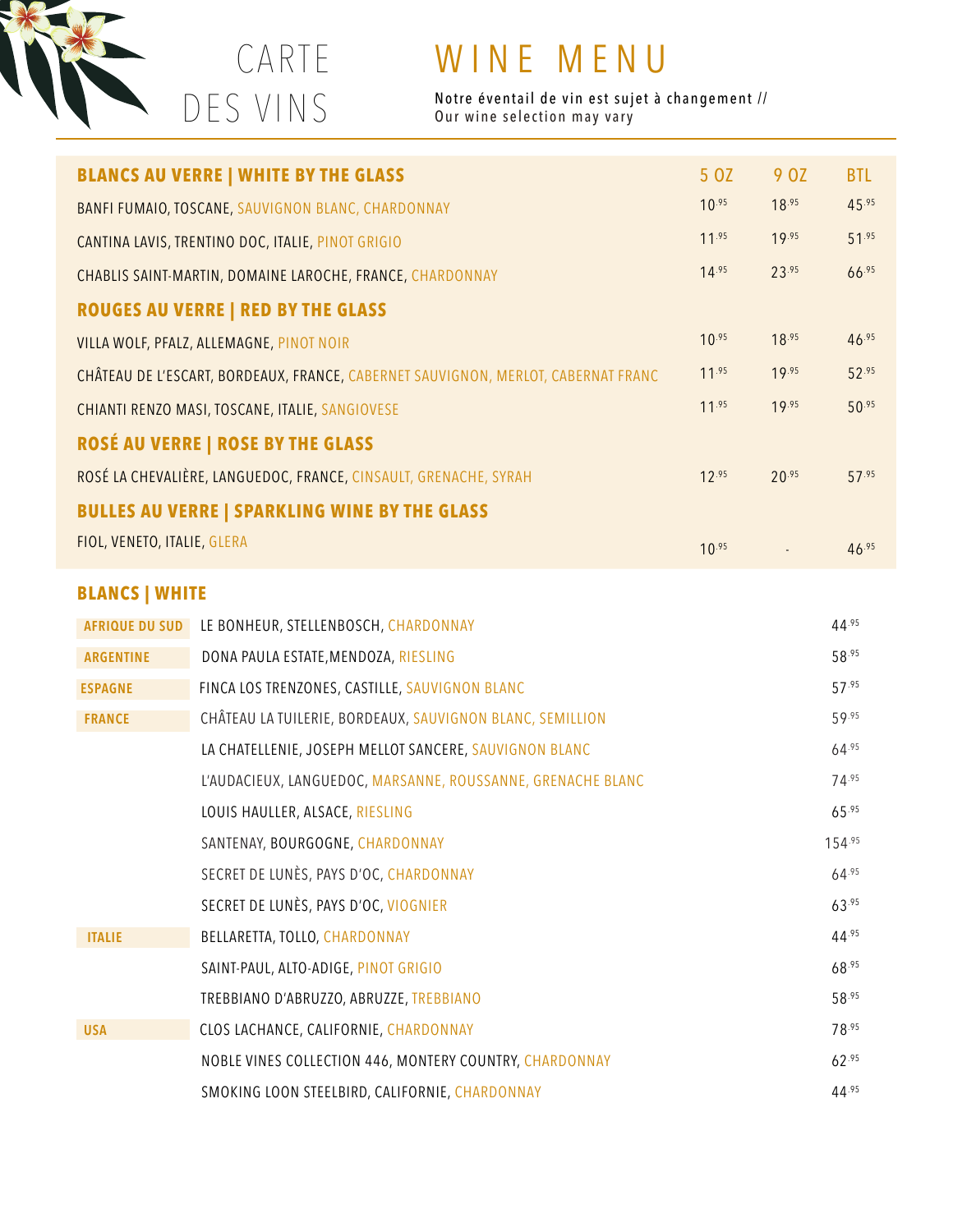# CARTE DES VINS

# WINE MENU

Notre éventail de vin est sujet à changement // Our wine selection may vary

| BLANCS AU VERRE \| WHITE BY THE GLASS | 5 OZ | 9 OZ | BTL |
|---|---|---|---|
| BANFI FUMAIO, TOSCANE, SAUVIGNON BLANC, CHARDONNAY | 10.95 | 18.95 | 45.95 |
| CANTINA LAVIS, TRENTINO DOC, ITALIE, PINOT GRIGIO | 11.95 | 19.95 | 51.95 |
| CHABLIS SAINT-MARTIN, DOMAINE LAROCHE, FRANCE, CHARDONNAY | 14.95 | 23.95 | 66.95 |
| **ROUGES AU VERRE \| RED BY THE GLASS** | | | |
| VILLA WOLF, PFALZ, ALLEMAGNE, PINOT NOIR | 10.95 | 18.95 | 46.95 |
| CHÂTEAU DE L'ESCART, BORDEAUX, FRANCE, CABERNET SAUVIGNON, MERLOT, CABERNAT FRANC | 11.95 | 19.95 | 52.95 |
| CHIANTI RENZO MASI, TOSCANE, ITALIE, SANGIOVESE | 11.95 | 19.95 | 50.95 |
| **ROSÉ AU VERRE \| ROSE BY THE GLASS** | | | |
| ROSÉ LA CHEVALIÈRE, LANGUEDOC, FRANCE, CINSAULT, GRENACHE, SYRAH | 12.95 | 20.95 | 57.95 |
| **BULLES AU VERRE \| SPARKLING WINE BY THE GLASS** | | | |
| FIOL, VENETO, ITALIE, GLERA | 10.95 | - | 46.95 |

## BLANCS | WHITE

| | | |
|---|---|---|
| AFRIQUE DU SUD | LE BONHEUR, STELLENBOSCH, CHARDONNAY | 44.95 |
| ARGENTINE | DONA PAULA ESTATE,MENDOZA, RIESLING | 58.95 |
| ESPAGNE | FINCA LOS TRENZONES, CASTILLE, SAUVIGNON BLANC | 57.95 |
| FRANCE | CHÂTEAU LA TUILERIE, BORDEAUX, SAUVIGNON BLANC, SEMILLION | 59.95 |
| | LA CHATELLENIE, JOSEPH MELLOT SANCERE, SAUVIGNON BLANC | 64.95 |
| | L'AUDACIEUX, LANGUEDOC, MARSANNE, ROUSSANNE, GRENACHE BLANC | 74.95 |
| | LOUIS HAULLER, ALSACE, RIESLING | 65.95 |
| | SANTENAY, BOURGOGNE, CHARDONNAY | 154.95 |
| | SECRET DE LUNÈS, PAYS D'OC, CHARDONNAY | 64.95 |
| | SECRET DE LUNÈS, PAYS D'OC, VIOGNIER | 63.95 |
| ITALIE | BELLARETTA, TOLLO, CHARDONNAY | 44.95 |
| | SAINT-PAUL, ALTO-ADIGE, PINOT GRIGIO | 68.95 |
| | TREBBIANO D'ABRUZZO, ABRUZZE, TREBBIANO | 58.95 |
| USA | CLOS LACHANCE, CALIFORNIE, CHARDONNAY | 78.95 |
| | NOBLE VINES COLLECTION 446, MONTERY COUNTRY, CHARDONNAY | 62.95 |
| | SMOKING LOON STEELBIRD, CALIFORNIE, CHARDONNAY | 44.95 |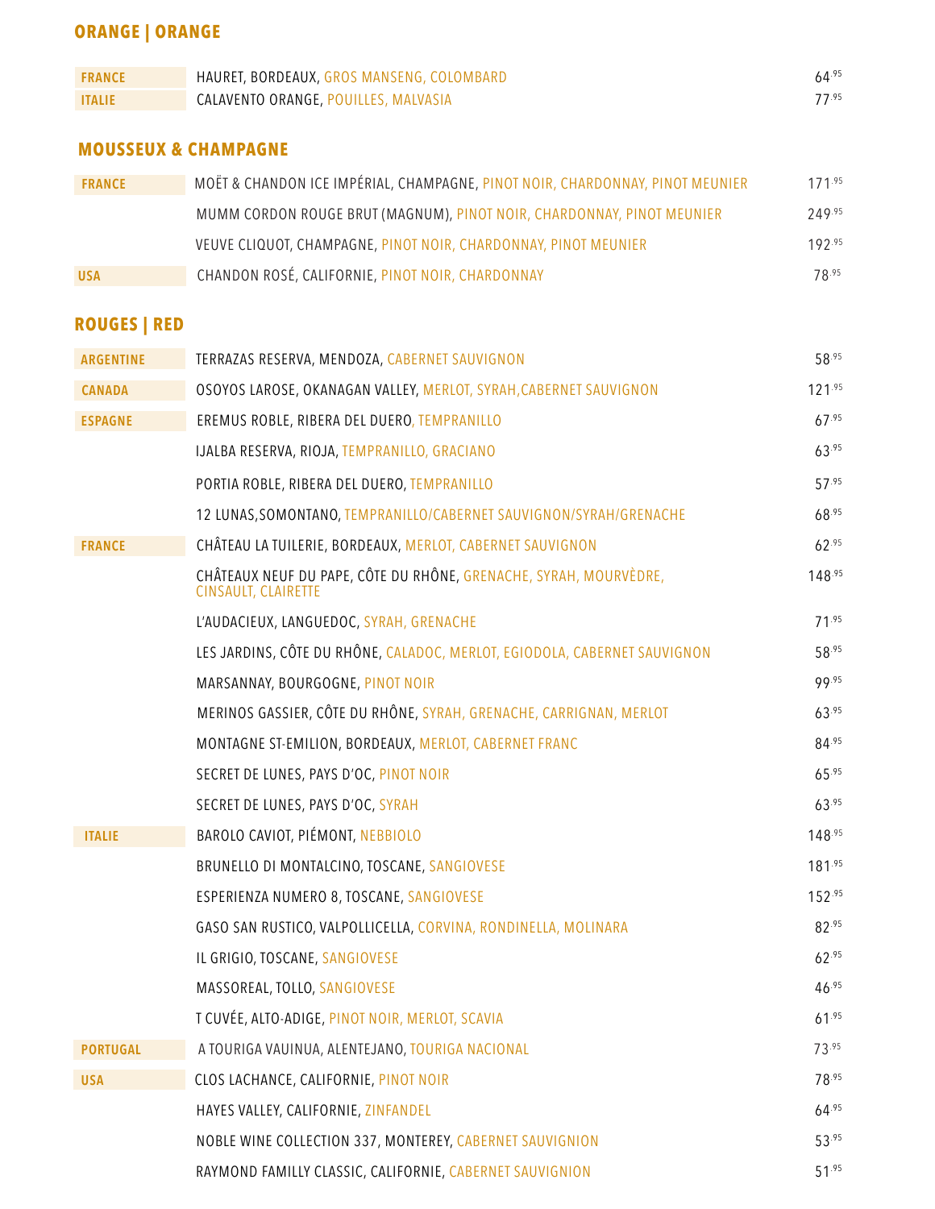## ORANGE | ORANGE

| | | |
|---|---|---|
| **FRANCE** | HAURET, BORDEAUX, GROS MANSENG, COLOMBARD | 64.95 |
| **ITALIE** | CALAVENTO ORANGE, POUILLES, MALVASIA | 77.95 |

## MOUSSEUX & CHAMPAGNE

| | | |
|---|---|---|
| **FRANCE** | MOËT & CHANDON ICE IMPÉRIAL, CHAMPAGNE, PINOT NOIR, CHARDONNAY, PINOT MEUNIER | 171.95 |
| | MUMM CORDON ROUGE BRUT (MAGNUM), PINOT NOIR, CHARDONNAY, PINOT MEUNIER | 249.95 |
| | VEUVE CLIQUOT, CHAMPAGNE, PINOT NOIR, CHARDONNAY, PINOT MEUNIER | 192.95 |
| **USA** | CHANDON ROSÉ, CALIFORNIE, PINOT NOIR, CHARDONNAY | 78.95 |

## ROUGES | RED

| | | |
|---|---|---|
| **ARGENTINE** | TERRAZAS RESERVA, MENDOZA, CABERNET SAUVIGNON | 58.95 |
| **CANADA** | OSOYOS LAROSE, OKANAGAN VALLEY, MERLOT, SYRAH,CABERNET SAUVIGNON | 121.95 |
| **ESPAGNE** | EREMUS ROBLE, RIBERA DEL DUERO, TEMPRANILLO | 67.95 |
| | IJALBA RESERVA, RIOJA, TEMPRANILLO, GRACIANO | 63.95 |
| | PORTIA ROBLE, RIBERA DEL DUERO, TEMPRANILLO | 57.95 |
| | 12 LUNAS,SOMONTANO, TEMPRANILLO/CABERNET SAUVIGNON/SYRAH/GRENACHE | 68.95 |
| **FRANCE** | CHÂTEAU LA TUILERIE, BORDEAUX, MERLOT, CABERNET SAUVIGNON | 62.95 |
| | CHÂTEAUX NEUF DU PAPE, CÔTE DU RHÔNE, GRENACHE, SYRAH, MOURVÈDRE, CINSAULT, CLAIRETTE | 148.95 |
| | L'AUDACIEUX, LANGUEDOC, SYRAH, GRENACHE | 71.95 |
| | LES JARDINS, CÔTE DU RHÔNE, CALADOC, MERLOT, EGIODOLA, CABERNET SAUVIGNON | 58.95 |
| | MARSANNAY, BOURGOGNE, PINOT NOIR | 99.95 |
| | MERINOS GASSIER, CÔTE DU RHÔNE, SYRAH, GRENACHE, CARRIGNAN, MERLOT | 63.95 |
| | MONTAGNE ST-EMILION, BORDEAUX, MERLOT, CABERNET FRANC | 84.95 |
| | SECRET DE LUNES, PAYS D'OC, PINOT NOIR | 65.95 |
| | SECRET DE LUNES, PAYS D'OC, SYRAH | 63.95 |
| **ITALIE** | BAROLO CAVIOT, PIÉMONT, NEBBIOLO | 148.95 |
| | BRUNELLO DI MONTALCINO, TOSCANE, SANGIOVESE | 181.95 |
| | ESPERIENZA NUMERO 8, TOSCANE, SANGIOVESE | 152.95 |
| | GASO SAN RUSTICO, VALPOLLICELLA, CORVINA, RONDINELLA, MOLINARA | 82.95 |
| | IL GRIGIO, TOSCANE, SANGIOVESE | 62.95 |
| | MASSOREAL, TOLLO, SANGIOVESE | 46.95 |
| | T CUVÉE, ALTO-ADIGE, PINOT NOIR, MERLOT, SCAVIA | 61.95 |
| **PORTUGAL** | A TOURIGA VAUINUA, ALENTEJANO, TOURIGA NACIONAL | 73.95 |
| **USA** | CLOS LACHANCE, CALIFORNIE, PINOT NOIR | 78.95 |
| | HAYES VALLEY, CALIFORNIE, ZINFANDEL | 64.95 |
| | NOBLE WINE COLLECTION 337, MONTEREY, CABERNET SAUVIGNION | 53.95 |
| | RAYMOND FAMILLY CLASSIC, CALIFORNIE, CABERNET SAUVIGNION | 51.95 |